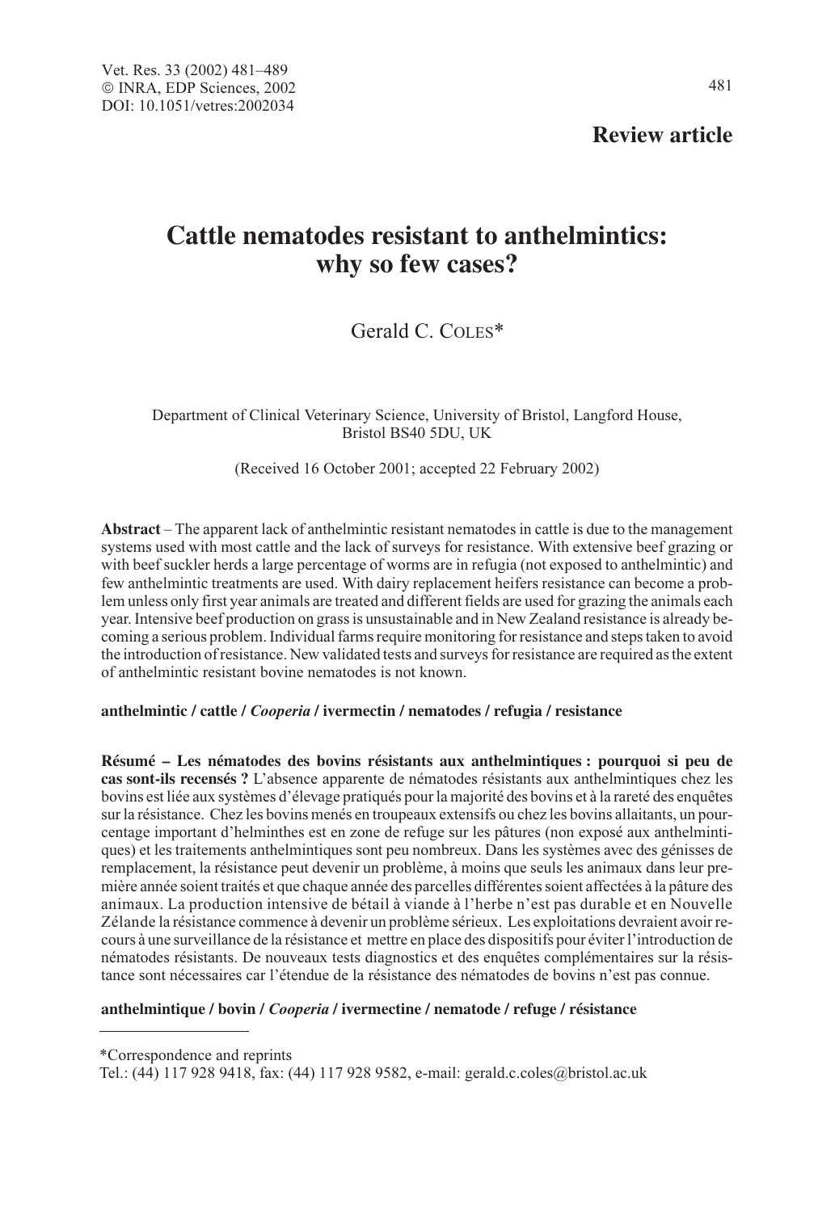**Review article**

# Cattle nematodes resistant to anthelmintics: why so few cases?

Gerald C. COLES*

Department of Clinical Veterinary Science, University of Bristol, Langford House, Bristol BS40 5DU, UK

(Received 16 October 2001; accepted 22 February 2002)

**Abstract** – The apparent lack of anthelmintic resistant nematodes in cattle is due to the management systems used with most cattle and the lack of surveys for resistance. With extensive beef grazing or with beef suckler herds a large percentage of worms are in refugia (not exposed to anthelmintic) and few anthelmintic treatments are used. With dairy replacement heifers resistance can become a problem unless only first year animals are treated and different fields are used for grazing the animals each year. Intensive beef production on grass is unsustainable and in New Zealand resistance is already becoming a serious problem. Individual farms require monitoring for resistance and steps taken to avoid the introduction of resistance. New validated tests and surveys for resistance are required as the extent of anthelmintic resistant bovine nematodes is not known.

**anthelmintic / cattle / *Cooperia* / ivermectin / nematodes / refugia / resistance**

**Résumé – Les nématodes des bovins résistants aux anthelmintiques : pourquoi si peu de cas sont-ils recensés ?** L'absence apparente de nématodes résistants aux anthelmintiques chez les bovins est liée aux systèmes d'élevage pratiqués pour la majorité des bovins et à la rareté des enquêtes sur la résistance. Chez les bovins menés en troupeaux extensifs ou chez les bovins allaitants, un pourcentage important d'helminthes est en zone de refuge sur les pâtures (non exposé aux anthelmintiques) et les traitements anthelmintiques sont peu nombreux. Dans les systèmes avec des génisses de remplacement, la résistance peut devenir un problème, à moins que seuls les animaux dans leur première année soient traités et que chaque année des parcelles différentes soient affectées à la pâture des animaux. La production intensive de bétail à viande à l'herbe n'est pas durable et en Nouvelle Zélande la résistance commence à devenir un problème sérieux. Les exploitations devraient avoir recours à une surveillance de la résistance et mettre en place des dispositifs pour éviter l'introduction de nématodes résistants. De nouveaux tests diagnostics et des enquêtes complémentaires sur la résistance sont nécessaires car l'étendue de la résistance des nématodes de bovins n'est pas connue.

**anthelmintique / bovin / *Cooperia* / ivermectine / nematode / refuge / résistance**

---

*Correspondence and reprints
Tel.: (44) 117 928 9418, fax: (44) 117 928 9582, e-mail: gerald.c.coles@bristol.ac.uk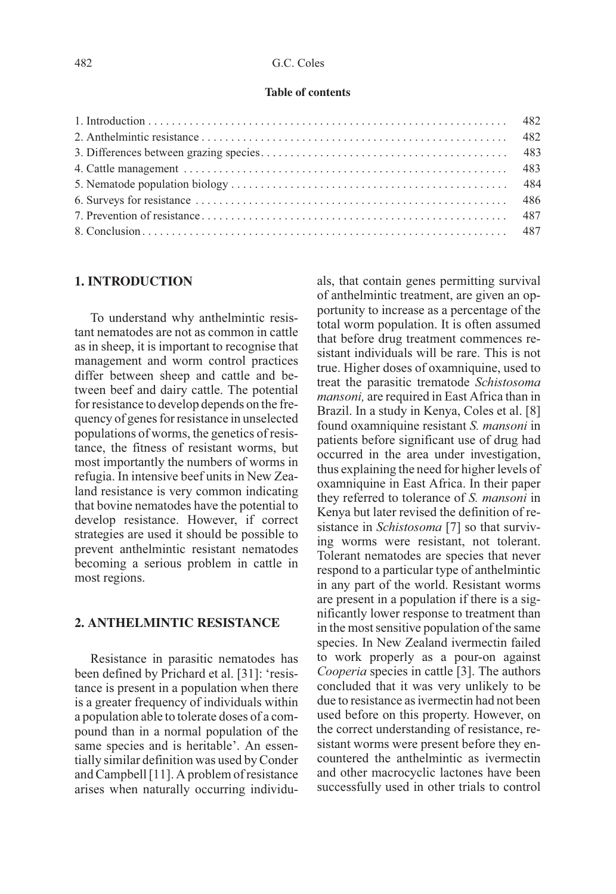**Table of contents**

| | |
|---|---|
| 1. Introduction | 482 |
| 2. Anthelmintic resistance | 482 |
| 3. Differences between grazing species | 483 |
| 4. Cattle management | 483 |
| 5. Nematode population biology | 484 |
| 6. Surveys for resistance | 486 |
| 7. Prevention of resistance | 487 |
| 8. Conclusion | 487 |

## 1. INTRODUCTION

To understand why anthelmintic resistant nematodes are not as common in cattle as in sheep, it is important to recognise that management and worm control practices differ between sheep and cattle and between beef and dairy cattle. The potential for resistance to develop depends on the frequency of genes for resistance in unselected populations of worms, the genetics of resistance, the fitness of resistant worms, but most importantly the numbers of worms in refugia. In intensive beef units in New Zealand resistance is very common indicating that bovine nematodes have the potential to develop resistance. However, if correct strategies are used it should be possible to prevent anthelmintic resistant nematodes becoming a serious problem in cattle in most regions.

## 2. ANTHELMINTIC RESISTANCE

Resistance in parasitic nematodes has been defined by Prichard et al. [31]: 'resistance is present in a population when there is a greater frequency of individuals within a population able to tolerate doses of a compound than in a normal population of the same species and is heritable'. An essentially similar definition was used by Conder and Campbell [11]. A problem of resistance arises when naturally occurring individuals, that contain genes permitting survival of anthelmintic treatment, are given an opportunity to increase as a percentage of the total worm population. It is often assumed that before drug treatment commences resistant individuals will be rare. This is not true. Higher doses of oxamniquine, used to treat the parasitic trematode *Schistosoma mansoni,* are required in East Africa than in Brazil. In a study in Kenya, Coles et al. [8] found oxamniquine resistant *S. mansoni* in patients before significant use of drug had occurred in the area under investigation, thus explaining the need for higher levels of oxamniquine in East Africa. In their paper they referred to tolerance of *S. mansoni* in Kenya but later revised the definition of resistance in *Schistosoma* [7] so that surviving worms were resistant, not tolerant. Tolerant nematodes are species that never respond to a particular type of anthelmintic in any part of the world. Resistant worms are present in a population if there is a significantly lower response to treatment than in the most sensitive population of the same species. In New Zealand ivermectin failed to work properly as a pour-on against *Cooperia* species in cattle [3]. The authors concluded that it was very unlikely to be due to resistance as ivermectin had not been used before on this property. However, on the correct understanding of resistance, resistant worms were present before they encountered the anthelmintic as ivermectin and other macrocyclic lactones have been successfully used in other trials to control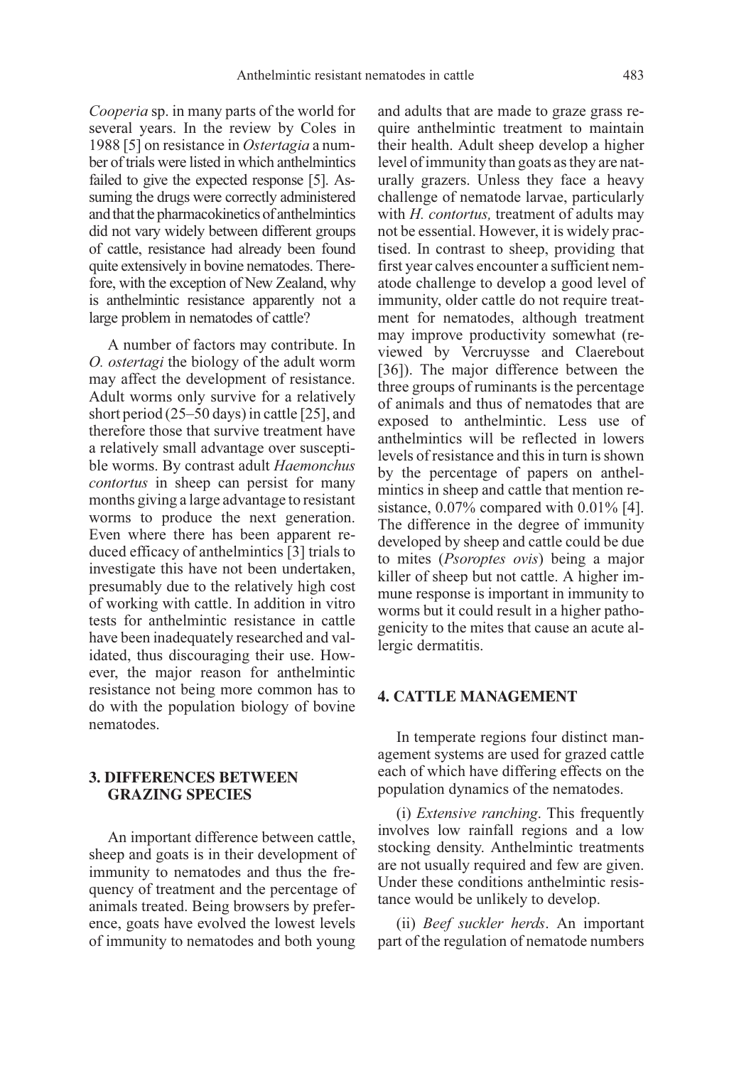*Cooperia* sp. in many parts of the world for several years. In the review by Coles in 1988 [5] on resistance in *Ostertagia* a number of trials were listed in which anthelmintics failed to give the expected response [5]. Assuming the drugs were correctly administered and that the pharmacokinetics of anthelmintics did not vary widely between different groups of cattle, resistance had already been found quite extensively in bovine nematodes. Therefore, with the exception of New Zealand, why is anthelmintic resistance apparently not a large problem in nematodes of cattle?

A number of factors may contribute. In *O. ostertagi* the biology of the adult worm may affect the development of resistance. Adult worms only survive for a relatively short period (25–50 days) in cattle [25], and therefore those that survive treatment have a relatively small advantage over susceptible worms. By contrast adult *Haemonchus contortus* in sheep can persist for many months giving a large advantage to resistant worms to produce the next generation. Even where there has been apparent reduced efficacy of anthelmintics [3] trials to investigate this have not been undertaken, presumably due to the relatively high cost of working with cattle. In addition in vitro tests for anthelmintic resistance in cattle have been inadequately researched and validated, thus discouraging their use. However, the major reason for anthelmintic resistance not being more common has to do with the population biology of bovine nematodes.

## 3. DIFFERENCES BETWEEN GRAZING SPECIES

An important difference between cattle, sheep and goats is in their development of immunity to nematodes and thus the frequency of treatment and the percentage of animals treated. Being browsers by preference, goats have evolved the lowest levels of immunity to nematodes and both young and adults that are made to graze grass require anthelmintic treatment to maintain their health. Adult sheep develop a higher level of immunity than goats as they are naturally grazers. Unless they face a heavy challenge of nematode larvae, particularly with *H. contortus,* treatment of adults may not be essential. However, it is widely practised. In contrast to sheep, providing that first year calves encounter a sufficient nematode challenge to develop a good level of immunity, older cattle do not require treatment for nematodes, although treatment may improve productivity somewhat (reviewed by Vercruysse and Claerebout [36]). The major difference between the three groups of ruminants is the percentage of animals and thus of nematodes that are exposed to anthelmintic. Less use of anthelmintics will be reflected in lowers levels of resistance and this in turn is shown by the percentage of papers on anthelmintics in sheep and cattle that mention resistance, 0.07% compared with 0.01% [4]. The difference in the degree of immunity developed by sheep and cattle could be due to mites (*Psoroptes ovis*) being a major killer of sheep but not cattle. A higher immune response is important in immunity to worms but it could result in a higher pathogenicity to the mites that cause an acute allergic dermatitis.

## 4. CATTLE MANAGEMENT

In temperate regions four distinct management systems are used for grazed cattle each of which have differing effects on the population dynamics of the nematodes.

(i) *Extensive ranching*. This frequently involves low rainfall regions and a low stocking density. Anthelmintic treatments are not usually required and few are given. Under these conditions anthelmintic resistance would be unlikely to develop.

(ii) *Beef suckler herds*. An important part of the regulation of nematode numbers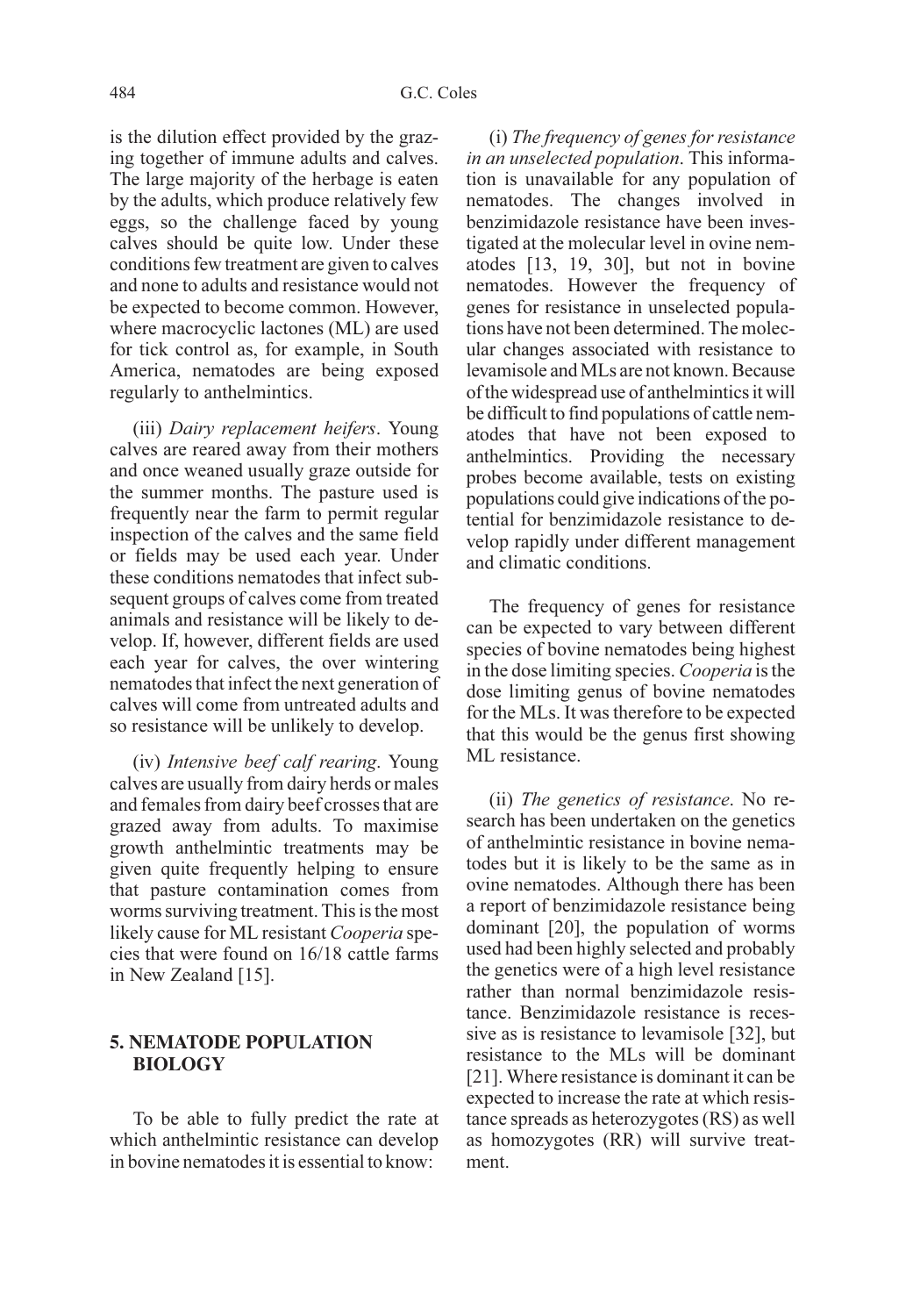is the dilution effect provided by the grazing together of immune adults and calves. The large majority of the herbage is eaten by the adults, which produce relatively few eggs, so the challenge faced by young calves should be quite low. Under these conditions few treatment are given to calves and none to adults and resistance would not be expected to become common. However, where macrocyclic lactones (ML) are used for tick control as, for example, in South America, nematodes are being exposed regularly to anthelmintics.

(iii) *Dairy replacement heifers*. Young calves are reared away from their mothers and once weaned usually graze outside for the summer months. The pasture used is frequently near the farm to permit regular inspection of the calves and the same field or fields may be used each year. Under these conditions nematodes that infect subsequent groups of calves come from treated animals and resistance will be likely to develop. If, however, different fields are used each year for calves, the over wintering nematodes that infect the next generation of calves will come from untreated adults and so resistance will be unlikely to develop.

(iv) *Intensive beef calf rearing*. Young calves are usually from dairy herds or males and females from dairy beef crosses that are grazed away from adults. To maximise growth anthelmintic treatments may be given quite frequently helping to ensure that pasture contamination comes from worms surviving treatment. This is the most likely cause for ML resistant *Cooperia* species that were found on 16/18 cattle farms in New Zealand [15].

## 5. NEMATODE POPULATION BIOLOGY

To be able to fully predict the rate at which anthelmintic resistance can develop in bovine nematodes it is essential to know:

(i) *The frequency of genes for resistance in an unselected population*. This information is unavailable for any population of nematodes. The changes involved in benzimidazole resistance have been investigated at the molecular level in ovine nematodes [13, 19, 30], but not in bovine nematodes. However the frequency of genes for resistance in unselected populations have not been determined. The molecular changes associated with resistance to levamisole and MLs are not known. Because of the widespread use of anthelmintics it will be difficult to find populations of cattle nematodes that have not been exposed to anthelmintics. Providing the necessary probes become available, tests on existing populations could give indications of the potential for benzimidazole resistance to develop rapidly under different management and climatic conditions.

The frequency of genes for resistance can be expected to vary between different species of bovine nematodes being highest in the dose limiting species. *Cooperia* is the dose limiting genus of bovine nematodes for the MLs. It was therefore to be expected that this would be the genus first showing ML resistance.

(ii) *The genetics of resistance*. No research has been undertaken on the genetics of anthelmintic resistance in bovine nematodes but it is likely to be the same as in ovine nematodes. Although there has been a report of benzimidazole resistance being dominant [20], the population of worms used had been highly selected and probably the genetics were of a high level resistance rather than normal benzimidazole resistance. Benzimidazole resistance is recessive as is resistance to levamisole [32], but resistance to the MLs will be dominant [21]. Where resistance is dominant it can be expected to increase the rate at which resistance spreads as heterozygotes (RS) as well as homozygotes (RR) will survive treatment.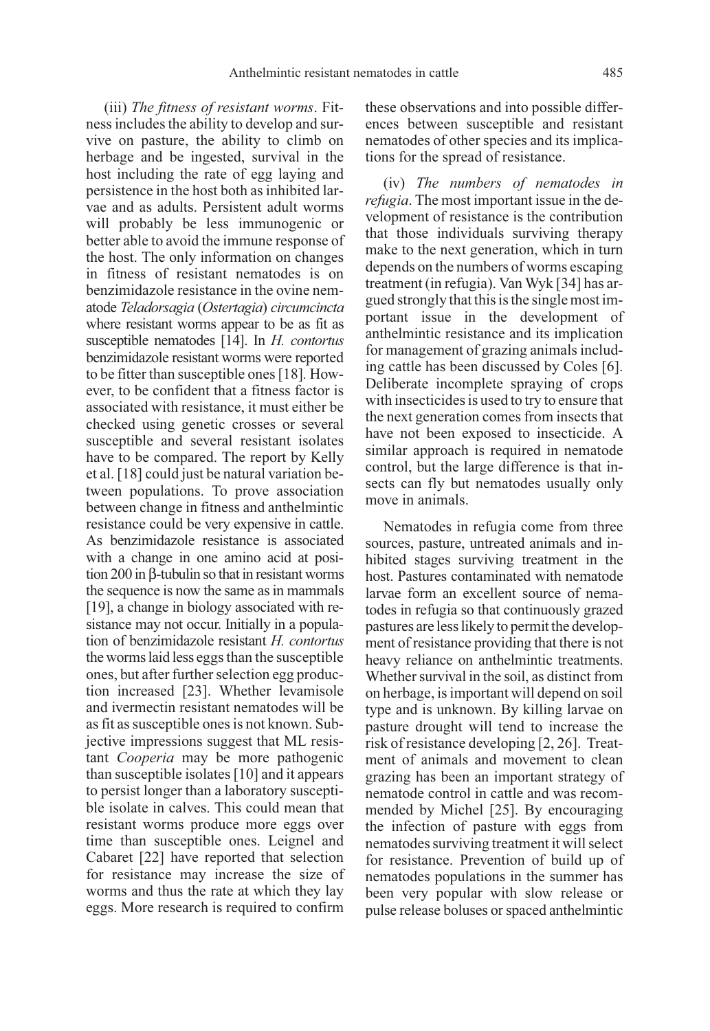(iii) *The fitness of resistant worms*. Fitness includes the ability to develop and survive on pasture, the ability to climb on herbage and be ingested, survival in the host including the rate of egg laying and persistence in the host both as inhibited larvae and as adults. Persistent adult worms will probably be less immunogenic or better able to avoid the immune response of the host. The only information on changes in fitness of resistant nematodes is on benzimidazole resistance in the ovine nematode *Teladorsagia* (*Ostertagia*) *circumcincta* where resistant worms appear to be as fit as susceptible nematodes [14]. In *H. contortus* benzimidazole resistant worms were reported to be fitter than susceptible ones [18]. However, to be confident that a fitness factor is associated with resistance, it must either be checked using genetic crosses or several susceptible and several resistant isolates have to be compared. The report by Kelly et al. [18] could just be natural variation between populations. To prove association between change in fitness and anthelmintic resistance could be very expensive in cattle. As benzimidazole resistance is associated with a change in one amino acid at position 200 in β-tubulin so that in resistant worms the sequence is now the same as in mammals [19], a change in biology associated with resistance may not occur. Initially in a population of benzimidazole resistant *H. contortus* the worms laid less eggs than the susceptible ones, but after further selection egg production increased [23]. Whether levamisole and ivermectin resistant nematodes will be as fit as susceptible ones is not known. Subjective impressions suggest that ML resistant *Cooperia* may be more pathogenic than susceptible isolates [10] and it appears to persist longer than a laboratory susceptible isolate in calves. This could mean that resistant worms produce more eggs over time than susceptible ones. Leignel and Cabaret [22] have reported that selection for resistance may increase the size of worms and thus the rate at which they lay eggs. More research is required to confirm these observations and into possible differences between susceptible and resistant nematodes of other species and its implications for the spread of resistance.

(iv) *The numbers of nematodes in refugia*. The most important issue in the development of resistance is the contribution that those individuals surviving therapy make to the next generation, which in turn depends on the numbers of worms escaping treatment (in refugia). Van Wyk [34] has argued strongly that this is the single most important issue in the development of anthelmintic resistance and its implication for management of grazing animals including cattle has been discussed by Coles [6]. Deliberate incomplete spraying of crops with insecticides is used to try to ensure that the next generation comes from insects that have not been exposed to insecticide. A similar approach is required in nematode control, but the large difference is that insects can fly but nematodes usually only move in animals.

Nematodes in refugia come from three sources, pasture, untreated animals and inhibited stages surviving treatment in the host. Pastures contaminated with nematode larvae form an excellent source of nematodes in refugia so that continuously grazed pastures are less likely to permit the development of resistance providing that there is not heavy reliance on anthelmintic treatments. Whether survival in the soil, as distinct from on herbage, is important will depend on soil type and is unknown. By killing larvae on pasture drought will tend to increase the risk of resistance developing [2, 26]. Treatment of animals and movement to clean grazing has been an important strategy of nematode control in cattle and was recommended by Michel [25]. By encouraging the infection of pasture with eggs from nematodes surviving treatment it will select for resistance. Prevention of build up of nematodes populations in the summer has been very popular with slow release or pulse release boluses or spaced anthelmintic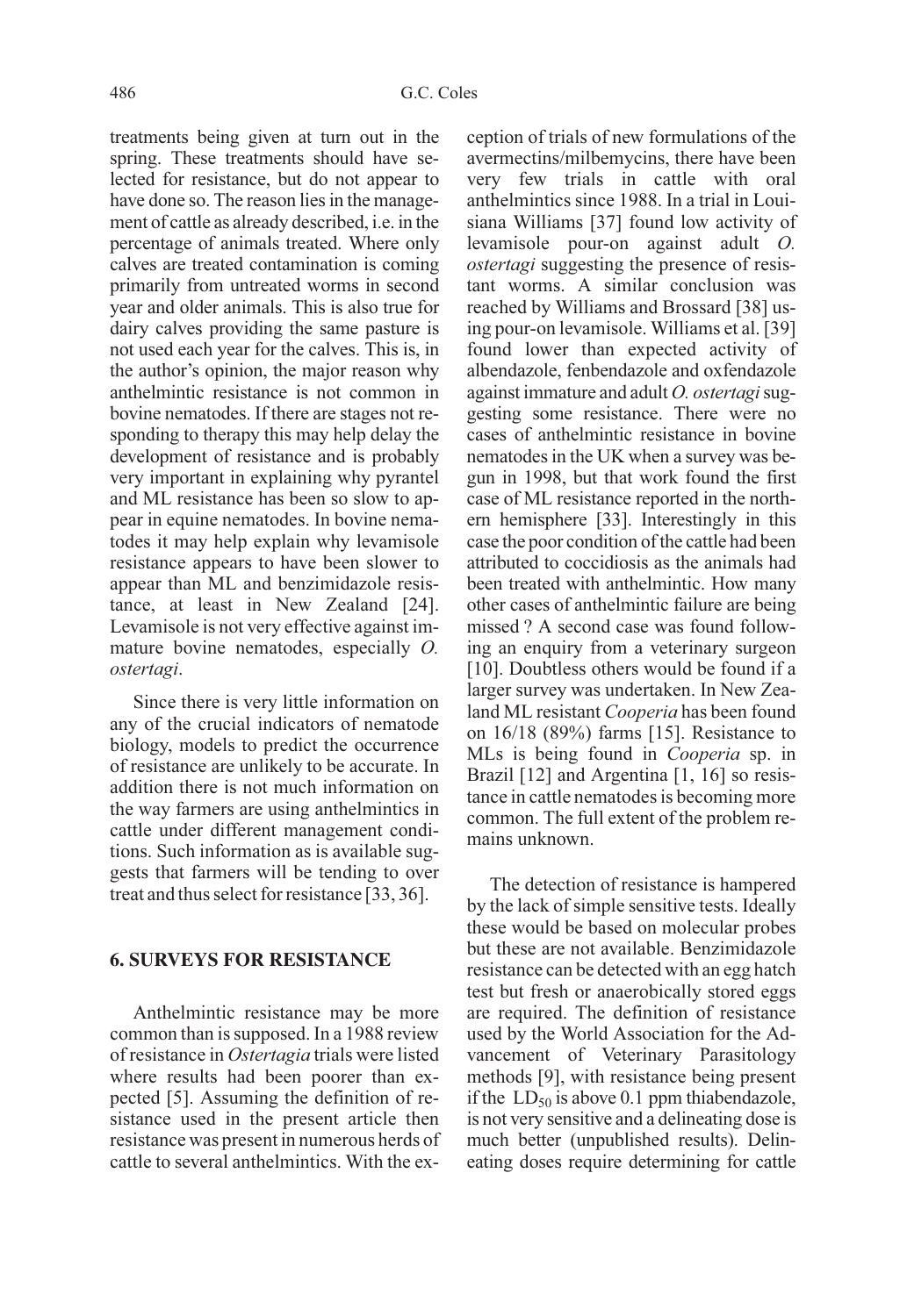treatments being given at turn out in the spring. These treatments should have selected for resistance, but do not appear to have done so. The reason lies in the management of cattle as already described, i.e. in the percentage of animals treated. Where only calves are treated contamination is coming primarily from untreated worms in second year and older animals. This is also true for dairy calves providing the same pasture is not used each year for the calves. This is, in the author's opinion, the major reason why anthelmintic resistance is not common in bovine nematodes. If there are stages not responding to therapy this may help delay the development of resistance and is probably very important in explaining why pyrantel and ML resistance has been so slow to appear in equine nematodes. In bovine nematodes it may help explain why levamisole resistance appears to have been slower to appear than ML and benzimidazole resistance, at least in New Zealand [24]. Levamisole is not very effective against immature bovine nematodes, especially *O. ostertagi*.

Since there is very little information on any of the crucial indicators of nematode biology, models to predict the occurrence of resistance are unlikely to be accurate. In addition there is not much information on the way farmers are using anthelmintics in cattle under different management conditions. Such information as is available suggests that farmers will be tending to over treat and thus select for resistance [33, 36].

## 6. SURVEYS FOR RESISTANCE

Anthelmintic resistance may be more common than is supposed. In a 1988 review of resistance in *Ostertagia* trials were listed where results had been poorer than expected [5]. Assuming the definition of resistance used in the present article then resistance was present in numerous herds of cattle to several anthelmintics. With the exception of trials of new formulations of the avermectins/milbemycins, there have been very few trials in cattle with oral anthelmintics since 1988. In a trial in Louisiana Williams [37] found low activity of levamisole pour-on against adult *O. ostertagi* suggesting the presence of resistant worms. A similar conclusion was reached by Williams and Brossard [38] using pour-on levamisole. Williams et al. [39] found lower than expected activity of albendazole, fenbendazole and oxfendazole against immature and adult *O. ostertagi* suggesting some resistance. There were no cases of anthelmintic resistance in bovine nematodes in the UK when a survey was begun in 1998, but that work found the first case of ML resistance reported in the northern hemisphere [33]. Interestingly in this case the poor condition of the cattle had been attributed to coccidiosis as the animals had been treated with anthelmintic. How many other cases of anthelmintic failure are being missed ? A second case was found following an enquiry from a veterinary surgeon [10]. Doubtless others would be found if a larger survey was undertaken. In New Zealand ML resistant *Cooperia* has been found on 16/18 (89%) farms [15]. Resistance to MLs is being found in *Cooperia* sp. in Brazil [12] and Argentina [1, 16] so resistance in cattle nematodes is becoming more common. The full extent of the problem remains unknown.

The detection of resistance is hampered by the lack of simple sensitive tests. Ideally these would be based on molecular probes but these are not available. Benzimidazole resistance can be detected with an egg hatch test but fresh or anaerobically stored eggs are required. The definition of resistance used by the World Association for the Advancement of Veterinary Parasitology methods [9], with resistance being present if the $LD_{50}$ is above 0.1 ppm thiabendazole, is not very sensitive and a delineating dose is much better (unpublished results). Delineating doses require determining for cattle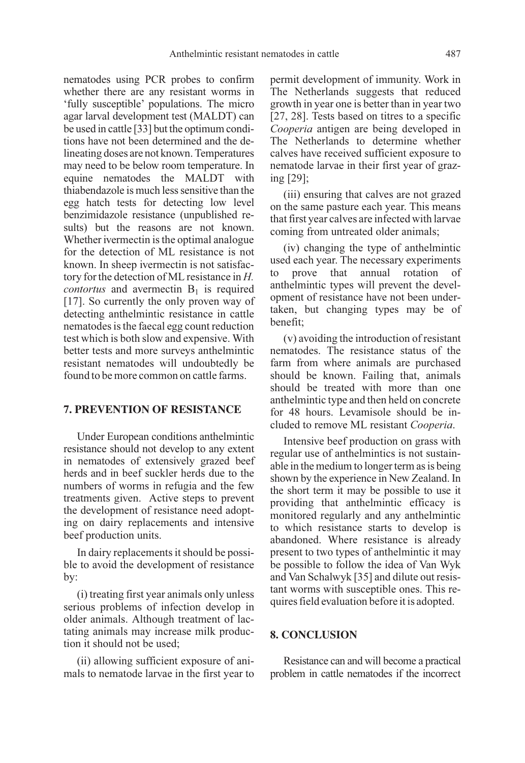nematodes using PCR probes to confirm whether there are any resistant worms in 'fully susceptible' populations. The micro agar larval development test (MALDT) can be used in cattle [33] but the optimum conditions have not been determined and the delineating doses are not known. Temperatures may need to be below room temperature. In equine nematodes the MALDT with thiabendazole is much less sensitive than the egg hatch tests for detecting low level benzimidazole resistance (unpublished results) but the reasons are not known. Whether ivermectin is the optimal analogue for the detection of ML resistance is not known. In sheep ivermectin is not satisfactory for the detection of ML resistance in *H. contortus* and avermectin $B_1$ is required [17]. So currently the only proven way of detecting anthelmintic resistance in cattle nematodes is the faecal egg count reduction test which is both slow and expensive. With better tests and more surveys anthelmintic resistant nematodes will undoubtedly be found to be more common on cattle farms.

## 7. PREVENTION OF RESISTANCE

Under European conditions anthelmintic resistance should not develop to any extent in nematodes of extensively grazed beef herds and in beef suckler herds due to the numbers of worms in refugia and the few treatments given. Active steps to prevent the development of resistance need adopting on dairy replacements and intensive beef production units.

In dairy replacements it should be possible to avoid the development of resistance by:

(i) treating first year animals only unless serious problems of infection develop in older animals. Although treatment of lactating animals may increase milk production it should not be used;

(ii) allowing sufficient exposure of animals to nematode larvae in the first year to permit development of immunity. Work in The Netherlands suggests that reduced growth in year one is better than in year two [27, 28]. Tests based on titres to a specific *Cooperia* antigen are being developed in The Netherlands to determine whether calves have received sufficient exposure to nematode larvae in their first year of grazing [29];

(iii) ensuring that calves are not grazed on the same pasture each year. This means that first year calves are infected with larvae coming from untreated older animals;

(iv) changing the type of anthelmintic used each year. The necessary experiments to prove that annual rotation of anthelmintic types will prevent the development of resistance have not been undertaken, but changing types may be of benefit;

(v) avoiding the introduction of resistant nematodes. The resistance status of the farm from where animals are purchased should be known. Failing that, animals should be treated with more than one anthelmintic type and then held on concrete for 48 hours. Levamisole should be included to remove ML resistant *Cooperia*.

Intensive beef production on grass with regular use of anthelmintics is not sustainable in the medium to longer term as is being shown by the experience in New Zealand. In the short term it may be possible to use it providing that anthelmintic efficacy is monitored regularly and any anthelmintic to which resistance starts to develop is abandoned. Where resistance is already present to two types of anthelmintic it may be possible to follow the idea of Van Wyk and Van Schalwyk [35] and dilute out resistant worms with susceptible ones. This requires field evaluation before it is adopted.

## 8. CONCLUSION

Resistance can and will become a practical problem in cattle nematodes if the incorrect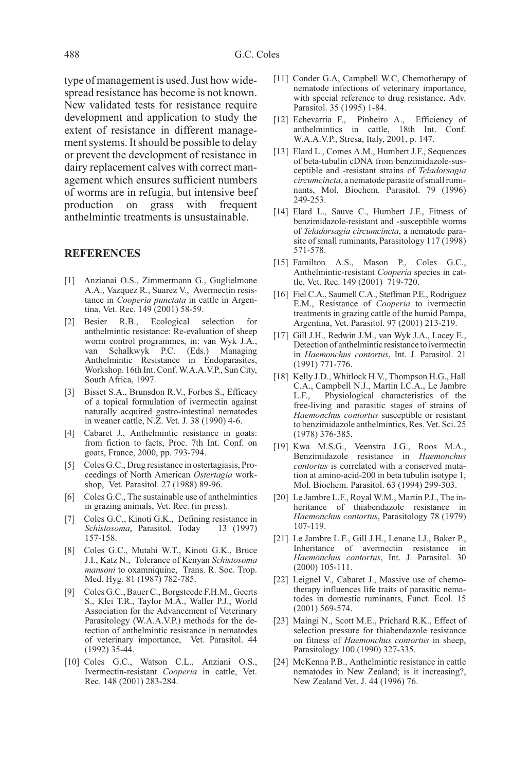type of management is used. Just how widespread resistance has become is not known. New validated tests for resistance require development and application to study the extent of resistance in different management systems. It should be possible to delay or prevent the development of resistance in dairy replacement calves with correct management which ensures sufficient numbers of worms are in refugia, but intensive beef production on grass with frequent anthelmintic treatments is unsustainable.

## REFERENCES

[1] Anzianai O.S., Zimmermann G., Guglielmone A.A., Vazquez R., Suarez V., Avermectin resistance in *Cooperia punctata* in cattle in Argentina, Vet. Rec. 149 (2001) 58-59.

[2] Besier R.B., Ecological selection for anthelmintic resistance: Re-evaluation of sheep worm control programmes, in: van Wyk J.A., van Schalkwyk P.C. (Eds.) Managing Anthelmintic Resistance in Endoparasites, Workshop. 16th Int. Conf. W.A.A.V.P., Sun City, South Africa, 1997.

[3] Bisset S.A., Brunsdon R.V., Forbes S., Efficacy of a topical formulation of ivermectin against naturally acquired gastro-intestinal nematodes in weaner cattle, N.Z. Vet. J. 38 (1990) 4-6.

[4] Cabaret J., Anthelmintic resistance in goats: from fiction to facts, Proc. 7th Int. Conf. on goats, France, 2000, pp. 793-794.

[5] Coles G.C., Drug resistance in ostertagiasis, Proceedings of North American *Ostertagia* workshop, Vet. Parasitol. 27 (1988) 89-96.

[6] Coles G.C., The sustainable use of anthelmintics in grazing animals, Vet. Rec. (in press).

[7] Coles G.C., Kinoti G.K., Defining resistance in *Schistosoma*, Parasitol. Today 13 (1997) 157-158.

[8] Coles G.C., Mutahi W.T., Kinoti G.K., Bruce J.I., Katz N., Tolerance of Kenyan *Schistosoma mansoni* to oxamniquine, Trans. R. Soc. Trop. Med. Hyg. 81 (1987) 782-785.

[9] Coles G.C., Bauer C., Borgsteede F.H.M., Geerts S., Klei T.R., Taylor M.A., Waller P.J., World Association for the Advancement of Veterinary Parasitology (W.A.A.V.P.) methods for the detection of anthelmintic resistance in nematodes of veterinary importance, Vet. Parasitol. 44 (1992) 35-44.

[10] Coles G.C., Watson C.L., Anziani O.S., Ivermectin-resistant *Cooperia* in cattle, Vet. Rec. 148 (2001) 283-284.

[11] Conder G.A, Campbell W.C, Chemotherapy of nematode infections of veterinary importance, with special reference to drug resistance, Adv. Parasitol. 35 (1995) 1-84.

[12] Echevarria F., Pinheiro A., Efficiency of anthelmintics in cattle, 18th Int. Conf. W.A.A.V.P., Stresa, Italy, 2001, p. 147.

[13] Elard L., Comes A.M., Humbert J.F., Sequences of beta-tubulin cDNA from benzimidazole-susceptible and -resistant strains of *Teladorsagia circumcincta*, a nematode parasite of small ruminants, Mol. Biochem. Parasitol. 79 (1996) 249-253.

[14] Elard L., Sauve C., Humbert J.F., Fitness of benzimidazole-resistant and -susceptible worms of *Teladorsagia circumcincta*, a nematode parasite of small ruminants, Parasitology 117 (1998) 571-578.

[15] Familton A.S., Mason P., Coles G.C., Anthelmintic-resistant *Cooperia* species in cattle, Vet. Rec. 149 (2001) 719-720.

[16] Fiel C.A., Saumell C.A., Steffman P.E., Rodriguez E.M., Resistance of *Cooperia* to ivermectin treatments in grazing cattle of the humid Pampa, Argentina, Vet. Parasitol. 97 (2001) 213-219.

[17] Gill J.H., Redwin J.M., van Wyk J.A., Lacey E., Detection of anthelmintic resistance to ivermectin in *Haemonchus contortus*, Int. J. Parasitol. 21 (1991) 771-776.

[18] Kelly J.D., Whitlock H.V., Thompson H.G., Hall C.A., Campbell N.J., Martin I.C.A., Le Jambre L.F., Physiological characteristics of the free-living and parasitic stages of strains of *Haemonchus contortus* susceptible or resistant to benzimidazole anthelmintics, Res. Vet. Sci. 25 (1978) 376-385.

[19] Kwa M.S.G., Veenstra J.G., Roos M.A., Benzimidazole resistance in *Haemonchus contortus* is correlated with a conserved mutation at amino-acid-200 in beta tubulin isotype 1, Mol. Biochem. Parasitol. 63 (1994) 299-303.

[20] Le Jambre L.F., Royal W.M., Martin P.J., The inheritance of thiabendazole resistance in *Haemonchus contortus*, Parasitology 78 (1979) 107-119.

[21] Le Jambre L.F., Gill J.H., Lenane I.J., Baker P., Inheritance of avermectin resistance in *Haemonchus contortus*, Int. J. Parasitol. 30 (2000) 105-111.

[22] Leignel V., Cabaret J., Massive use of chemotherapy influences life traits of parasitic nematodes in domestic ruminants, Funct. Ecol. 15 (2001) 569-574.

[23] Maingi N., Scott M.E., Prichard R.K., Effect of selection pressure for thiabendazole resistance on fitness of *Haemonchus contortus* in sheep, Parasitology 100 (1990) 327-335.

[24] McKenna P.B., Anthelmintic resistance in cattle nematodes in New Zealand; is it increasing?, New Zealand Vet. J. 44 (1996) 76.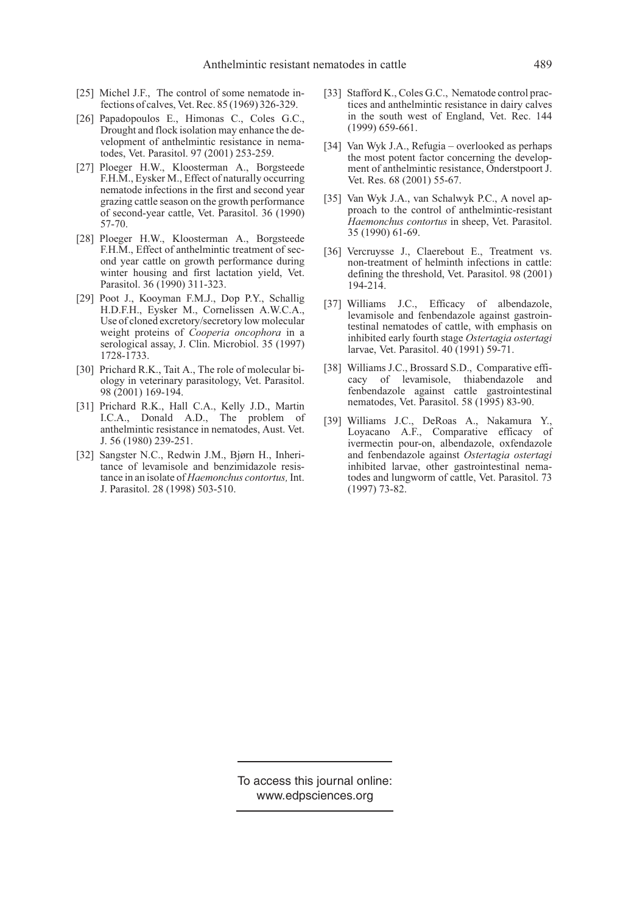[25] Michel J.F., The control of some nematode infections of calves, Vet. Rec. 85 (1969) 326-329.

[26] Papadopoulos E., Himonas C., Coles G.C., Drought and flock isolation may enhance the development of anthelmintic resistance in nematodes, Vet. Parasitol. 97 (2001) 253-259.

[27] Ploeger H.W., Kloosterman A., Borgsteede F.H.M., Eysker M., Effect of naturally occurring nematode infections in the first and second year grazing cattle season on the growth performance of second-year cattle, Vet. Parasitol. 36 (1990) 57-70.

[28] Ploeger H.W., Kloosterman A., Borgsteede F.H.M., Effect of anthelmintic treatment of second year cattle on growth performance during winter housing and first lactation yield, Vet. Parasitol. 36 (1990) 311-323.

[29] Poot J., Kooyman F.M.J., Dop P.Y., Schallig H.D.F.H., Eysker M., Cornelissen A.W.C.A., Use of cloned excretory/secretory low molecular weight proteins of *Cooperia oncophora* in a serological assay, J. Clin. Microbiol. 35 (1997) 1728-1733.

[30] Prichard R.K., Tait A., The role of molecular biology in veterinary parasitology, Vet. Parasitol. 98 (2001) 169-194.

[31] Prichard R.K., Hall C.A., Kelly J.D., Martin I.C.A., Donald A.D., The problem of anthelmintic resistance in nematodes, Aust. Vet. J. 56 (1980) 239-251.

[32] Sangster N.C., Redwin J.M., Bjørn H., Inheritance of levamisole and benzimidazole resistance in an isolate of *Haemonchus contortus,* Int. J. Parasitol. 28 (1998) 503-510.

[33] Stafford K., Coles G.C., Nematode control practices and anthelmintic resistance in dairy calves in the south west of England, Vet. Rec. 144 (1999) 659-661.

[34] Van Wyk J.A., Refugia – overlooked as perhaps the most potent factor concerning the development of anthelmintic resistance, Onderstpoort J. Vet. Res. 68 (2001) 55-67.

[35] Van Wyk J.A., van Schalwyk P.C., A novel approach to the control of anthelmintic-resistant *Haemonchus contortus* in sheep, Vet. Parasitol. 35 (1990) 61-69.

[36] Vercruysse J., Claerebout E., Treatment vs. non-treatment of helminth infections in cattle: defining the threshold, Vet. Parasitol. 98 (2001) 194-214.

[37] Williams J.C., Efficacy of albendazole, levamisole and fenbendazole against gastrointestinal nematodes of cattle, with emphasis on inhibited early fourth stage *Ostertagia ostertagi* larvae, Vet. Parasitol. 40 (1991) 59-71.

[38] Williams J.C., Brossard S.D., Comparative efficacy of levamisole, thiabendazole and fenbendazole against cattle gastrointestinal nematodes, Vet. Parasitol. 58 (1995) 83-90.

[39] Williams J.C., DeRoas A., Nakamura Y., Loyacano A.F., Comparative efficacy of ivermectin pour-on, albendazole, oxfendazole and fenbendazole against *Ostertagia ostertagi* inhibited larvae, other gastrointestinal nematodes and lungworm of cattle, Vet. Parasitol. 73 (1997) 73-82.

To access this journal online:
www.edpsciences.org